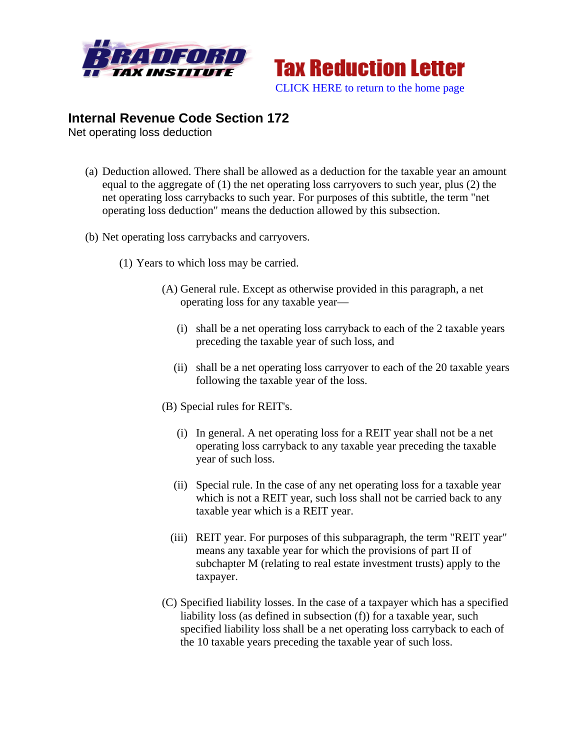Bradford Tax Institute

**Tax Reduction Letter**

CLICK HERE to return to the home page

## Internal Revenue Code Section 172

Net operating loss deduction

(a) Deduction allowed. There shall be allowed as a deduction for the taxable year an amount equal to the aggregate of (1) the net operating loss carryovers to such year, plus (2) the net operating loss carrybacks to such year. For purposes of this subtitle, the term "net operating loss deduction" means the deduction allowed by this subsection.

(b) Net operating loss carrybacks and carryovers.

(1) Years to which loss may be carried.

(A) General rule. Except as otherwise provided in this paragraph, a net operating loss for any taxable year—

(i) shall be a net operating loss carryback to each of the 2 taxable years preceding the taxable year of such loss, and

(ii) shall be a net operating loss carryover to each of the 20 taxable years following the taxable year of the loss.

(B) Special rules for REIT's.

(i) In general. A net operating loss for a REIT year shall not be a net operating loss carryback to any taxable year preceding the taxable year of such loss.

(ii) Special rule. In the case of any net operating loss for a taxable year which is not a REIT year, such loss shall not be carried back to any taxable year which is a REIT year.

(iii) REIT year. For purposes of this subparagraph, the term "REIT year" means any taxable year for which the provisions of part II of subchapter M (relating to real estate investment trusts) apply to the taxpayer.

(C) Specified liability losses. In the case of a taxpayer which has a specified liability loss (as defined in subsection (f)) for a taxable year, such specified liability loss shall be a net operating loss carryback to each of the 10 taxable years preceding the taxable year of such loss.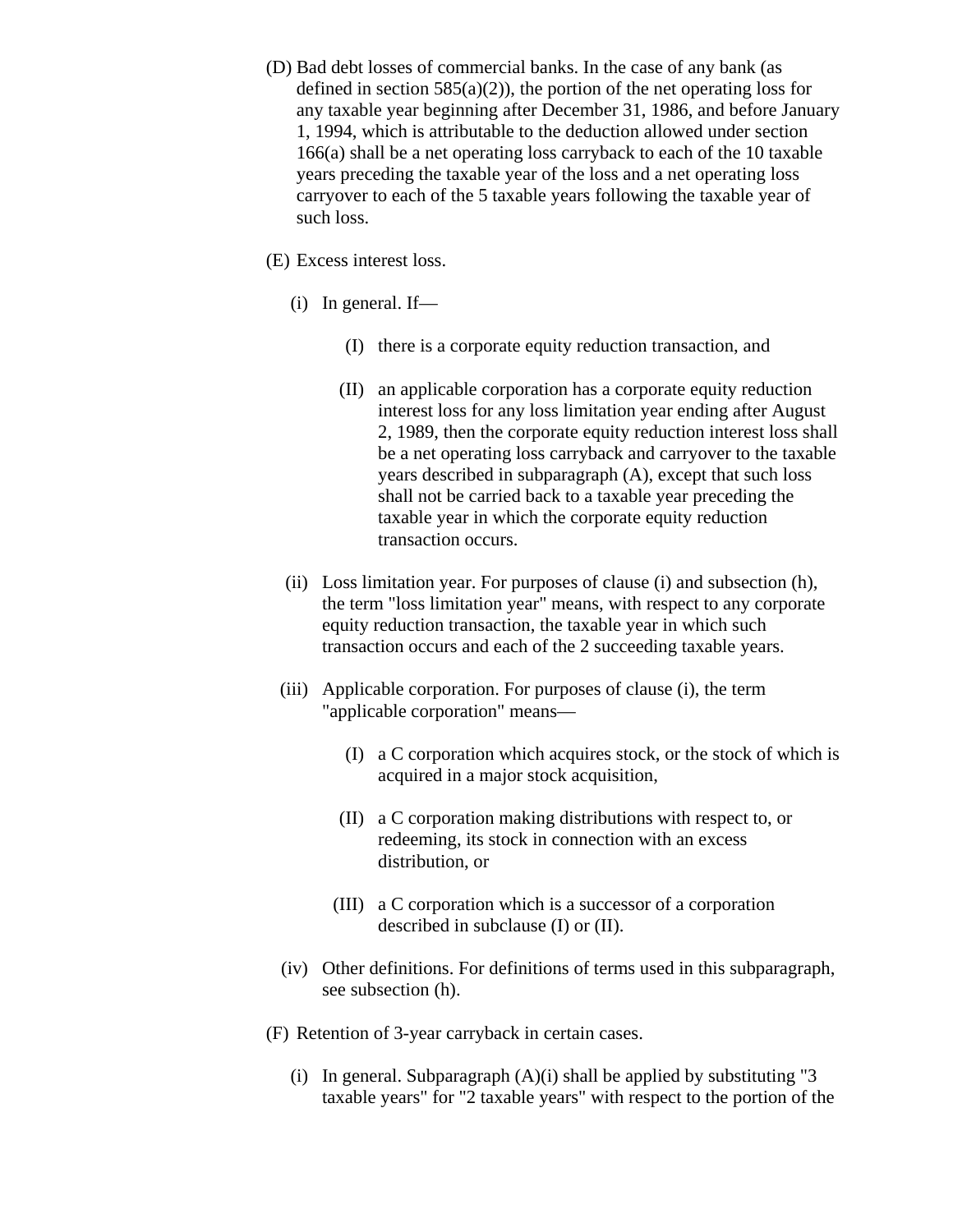(D) Bad debt losses of commercial banks. In the case of any bank (as defined in section 585(a)(2)), the portion of the net operating loss for any taxable year beginning after December 31, 1986, and before January 1, 1994, which is attributable to the deduction allowed under section 166(a) shall be a net operating loss carryback to each of the 10 taxable years preceding the taxable year of the loss and a net operating loss carryover to each of the 5 taxable years following the taxable year of such loss.

(E) Excess interest loss.

(i) In general. If—

(I) there is a corporate equity reduction transaction, and

(II) an applicable corporation has a corporate equity reduction interest loss for any loss limitation year ending after August 2, 1989, then the corporate equity reduction interest loss shall be a net operating loss carryback and carryover to the taxable years described in subparagraph (A), except that such loss shall not be carried back to a taxable year preceding the taxable year in which the corporate equity reduction transaction occurs.

(ii) Loss limitation year. For purposes of clause (i) and subsection (h), the term "loss limitation year" means, with respect to any corporate equity reduction transaction, the taxable year in which such transaction occurs and each of the 2 succeeding taxable years.

(iii) Applicable corporation. For purposes of clause (i), the term "applicable corporation" means—

(I) a C corporation which acquires stock, or the stock of which is acquired in a major stock acquisition,

(II) a C corporation making distributions with respect to, or redeeming, its stock in connection with an excess distribution, or

(III) a C corporation which is a successor of a corporation described in subclause (I) or (II).

(iv) Other definitions. For definitions of terms used in this subparagraph, see subsection (h).

(F) Retention of 3-year carryback in certain cases.

(i) In general. Subparagraph (A)(i) shall be applied by substituting "3 taxable years" for "2 taxable years" with respect to the portion of the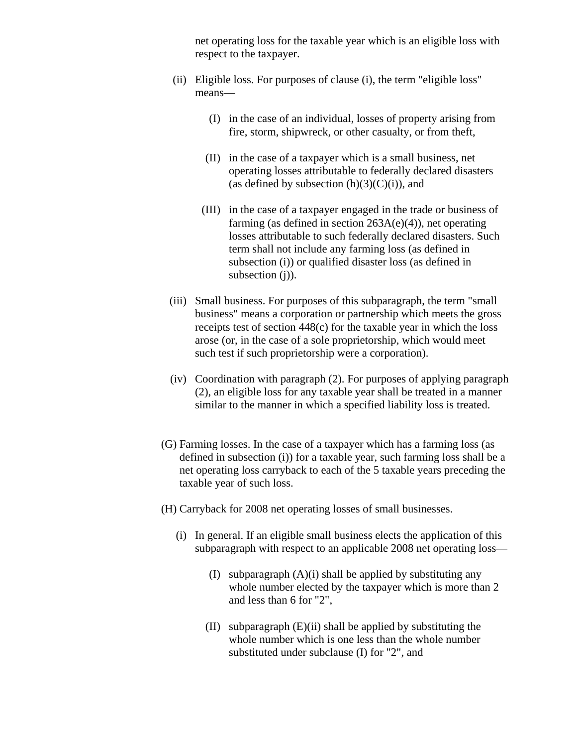net operating loss for the taxable year which is an eligible loss with respect to the taxpayer.

(ii) Eligible loss. For purposes of clause (i), the term "eligible loss" means—

(I) in the case of an individual, losses of property arising from fire, storm, shipwreck, or other casualty, or from theft,

(II) in the case of a taxpayer which is a small business, net operating losses attributable to federally declared disasters (as defined by subsection (h)(3)(C)(i)), and

(III) in the case of a taxpayer engaged in the trade or business of farming (as defined in section 263A(e)(4)), net operating losses attributable to such federally declared disasters. Such term shall not include any farming loss (as defined in subsection (i)) or qualified disaster loss (as defined in subsection (j)).

(iii) Small business. For purposes of this subparagraph, the term "small business" means a corporation or partnership which meets the gross receipts test of section 448(c) for the taxable year in which the loss arose (or, in the case of a sole proprietorship, which would meet such test if such proprietorship were a corporation).

(iv) Coordination with paragraph (2). For purposes of applying paragraph (2), an eligible loss for any taxable year shall be treated in a manner similar to the manner in which a specified liability loss is treated.

(G) Farming losses. In the case of a taxpayer which has a farming loss (as defined in subsection (i)) for a taxable year, such farming loss shall be a net operating loss carryback to each of the 5 taxable years preceding the taxable year of such loss.

(H) Carryback for 2008 net operating losses of small businesses.

(i) In general. If an eligible small business elects the application of this subparagraph with respect to an applicable 2008 net operating loss—

(I) subparagraph (A)(i) shall be applied by substituting any whole number elected by the taxpayer which is more than 2 and less than 6 for "2",

(II) subparagraph (E)(ii) shall be applied by substituting the whole number which is one less than the whole number substituted under subclause (I) for "2", and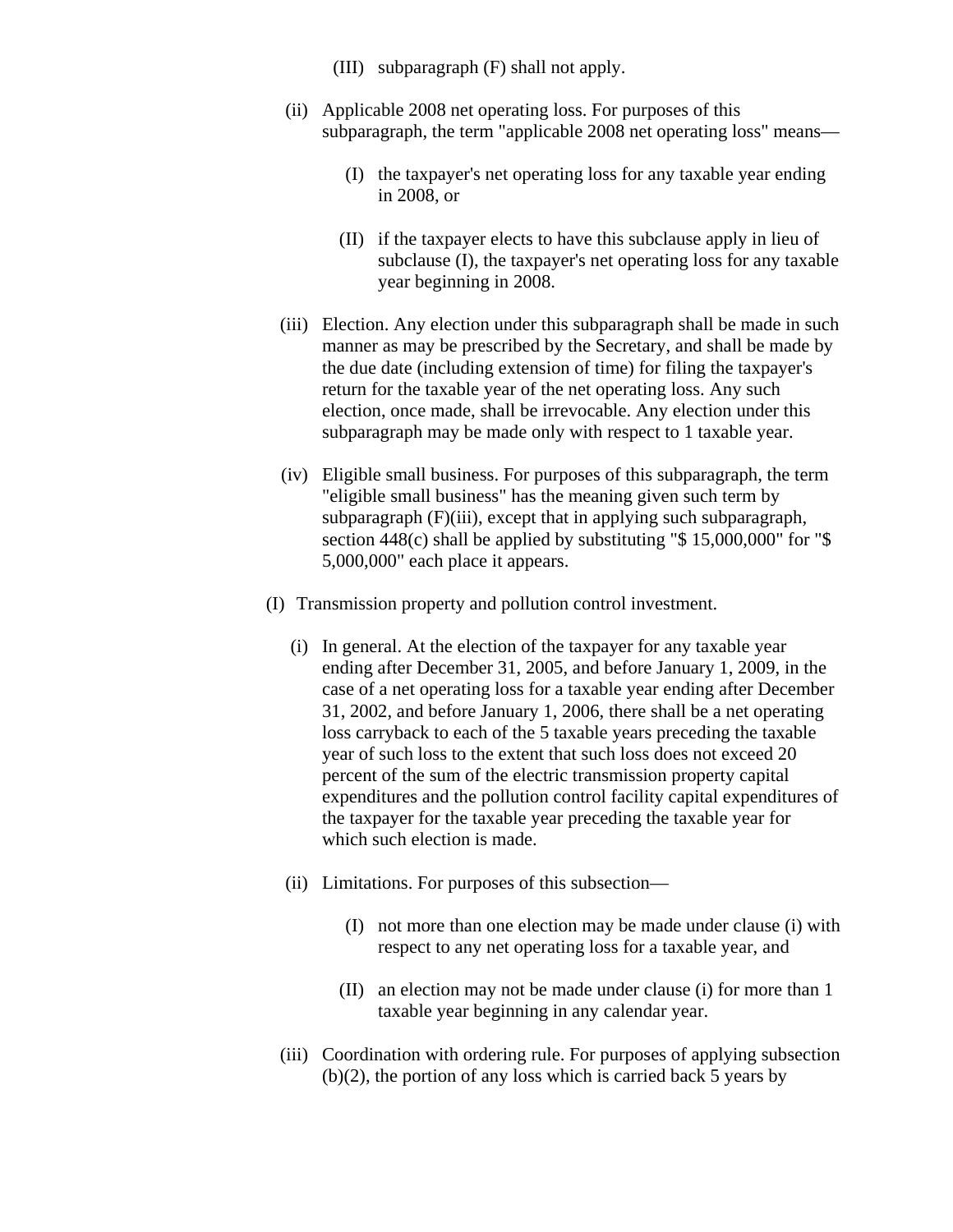(III) subparagraph (F) shall not apply.

(ii) Applicable 2008 net operating loss. For purposes of this subparagraph, the term "applicable 2008 net operating loss" means—

(I) the taxpayer's net operating loss for any taxable year ending in 2008, or

(II) if the taxpayer elects to have this subclause apply in lieu of subclause (I), the taxpayer's net operating loss for any taxable year beginning in 2008.

(iii) Election. Any election under this subparagraph shall be made in such manner as may be prescribed by the Secretary, and shall be made by the due date (including extension of time) for filing the taxpayer's return for the taxable year of the net operating loss. Any such election, once made, shall be irrevocable. Any election under this subparagraph may be made only with respect to 1 taxable year.

(iv) Eligible small business. For purposes of this subparagraph, the term "eligible small business" has the meaning given such term by subparagraph (F)(iii), except that in applying such subparagraph, section 448(c) shall be applied by substituting "$ 15,000,000" for "$ 5,000,000" each place it appears.

(I) Transmission property and pollution control investment.

(i) In general. At the election of the taxpayer for any taxable year ending after December 31, 2005, and before January 1, 2009, in the case of a net operating loss for a taxable year ending after December 31, 2002, and before January 1, 2006, there shall be a net operating loss carryback to each of the 5 taxable years preceding the taxable year of such loss to the extent that such loss does not exceed 20 percent of the sum of the electric transmission property capital expenditures and the pollution control facility capital expenditures of the taxpayer for the taxable year preceding the taxable year for which such election is made.

(ii) Limitations. For purposes of this subsection—

(I) not more than one election may be made under clause (i) with respect to any net operating loss for a taxable year, and

(II) an election may not be made under clause (i) for more than 1 taxable year beginning in any calendar year.

(iii) Coordination with ordering rule. For purposes of applying subsection (b)(2), the portion of any loss which is carried back 5 years by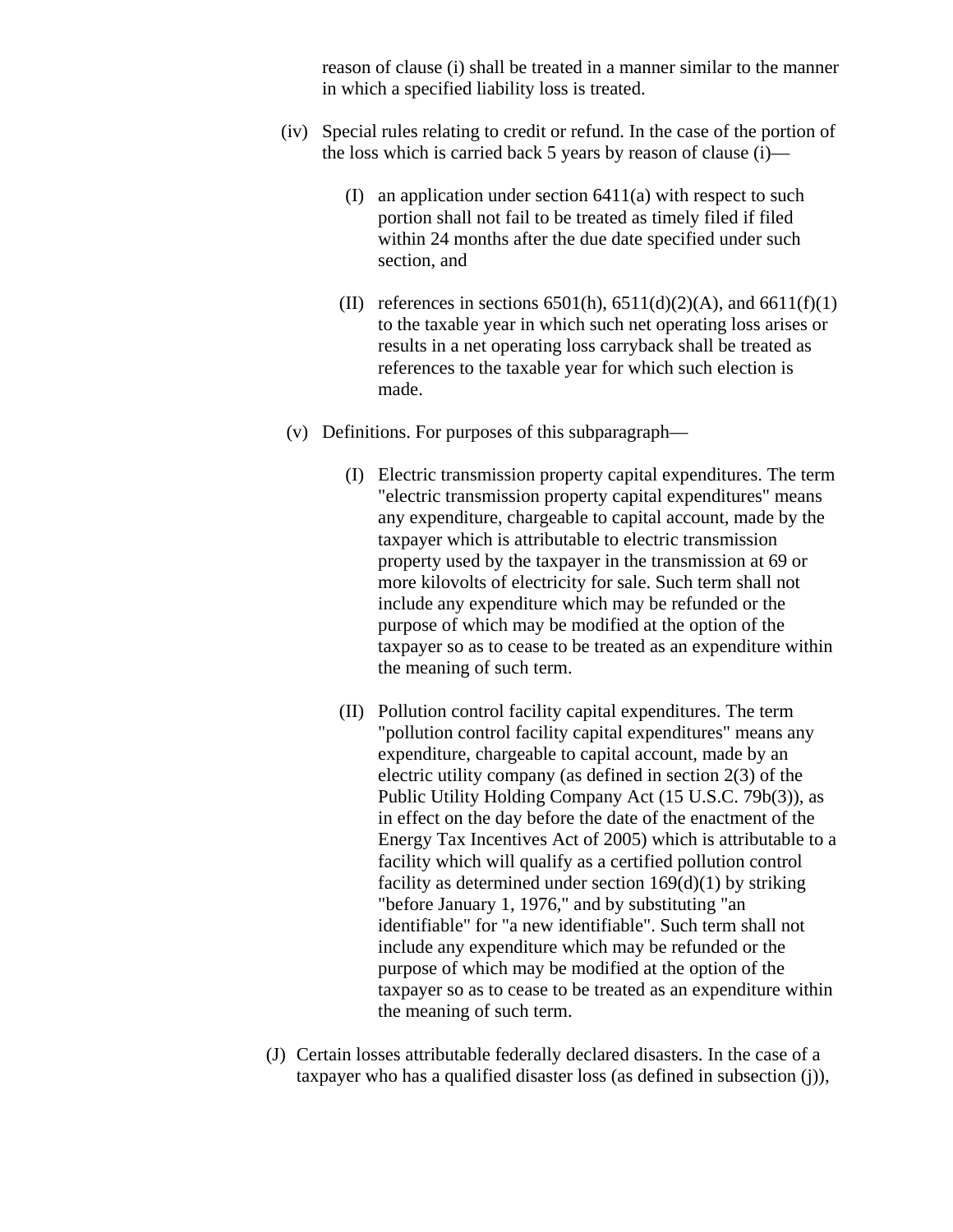reason of clause (i) shall be treated in a manner similar to the manner in which a specified liability loss is treated.

(iv) Special rules relating to credit or refund. In the case of the portion of the loss which is carried back 5 years by reason of clause (i)—

(I) an application under section 6411(a) with respect to such portion shall not fail to be treated as timely filed if filed within 24 months after the due date specified under such section, and

(II) references in sections 6501(h), 6511(d)(2)(A), and 6611(f)(1) to the taxable year in which such net operating loss arises or results in a net operating loss carryback shall be treated as references to the taxable year for which such election is made.

(v) Definitions. For purposes of this subparagraph—

(I) Electric transmission property capital expenditures. The term "electric transmission property capital expenditures" means any expenditure, chargeable to capital account, made by the taxpayer which is attributable to electric transmission property used by the taxpayer in the transmission at 69 or more kilovolts of electricity for sale. Such term shall not include any expenditure which may be refunded or the purpose of which may be modified at the option of the taxpayer so as to cease to be treated as an expenditure within the meaning of such term.

(II) Pollution control facility capital expenditures. The term "pollution control facility capital expenditures" means any expenditure, chargeable to capital account, made by an electric utility company (as defined in section 2(3) of the Public Utility Holding Company Act (15 U.S.C. 79b(3)), as in effect on the day before the date of the enactment of the Energy Tax Incentives Act of 2005) which is attributable to a facility which will qualify as a certified pollution control facility as determined under section 169(d)(1) by striking "before January 1, 1976," and by substituting "an identifiable" for "a new identifiable". Such term shall not include any expenditure which may be refunded or the purpose of which may be modified at the option of the taxpayer so as to cease to be treated as an expenditure within the meaning of such term.

(J) Certain losses attributable federally declared disasters. In the case of a taxpayer who has a qualified disaster loss (as defined in subsection (j)),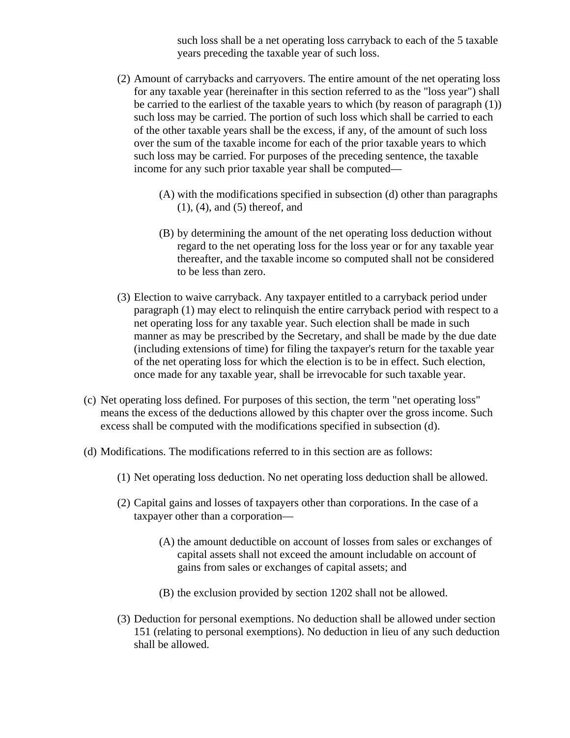such loss shall be a net operating loss carryback to each of the 5 taxable years preceding the taxable year of such loss.

(2) Amount of carrybacks and carryovers. The entire amount of the net operating loss for any taxable year (hereinafter in this section referred to as the "loss year") shall be carried to the earliest of the taxable years to which (by reason of paragraph (1)) such loss may be carried. The portion of such loss which shall be carried to each of the other taxable years shall be the excess, if any, of the amount of such loss over the sum of the taxable income for each of the prior taxable years to which such loss may be carried. For purposes of the preceding sentence, the taxable income for any such prior taxable year shall be computed—

(A) with the modifications specified in subsection (d) other than paragraphs (1), (4), and (5) thereof, and

(B) by determining the amount of the net operating loss deduction without regard to the net operating loss for the loss year or for any taxable year thereafter, and the taxable income so computed shall not be considered to be less than zero.

(3) Election to waive carryback. Any taxpayer entitled to a carryback period under paragraph (1) may elect to relinquish the entire carryback period with respect to a net operating loss for any taxable year. Such election shall be made in such manner as may be prescribed by the Secretary, and shall be made by the due date (including extensions of time) for filing the taxpayer's return for the taxable year of the net operating loss for which the election is to be in effect. Such election, once made for any taxable year, shall be irrevocable for such taxable year.

(c) Net operating loss defined. For purposes of this section, the term "net operating loss" means the excess of the deductions allowed by this chapter over the gross income. Such excess shall be computed with the modifications specified in subsection (d).

(d) Modifications. The modifications referred to in this section are as follows:

(1) Net operating loss deduction. No net operating loss deduction shall be allowed.

(2) Capital gains and losses of taxpayers other than corporations. In the case of a taxpayer other than a corporation—

(A) the amount deductible on account of losses from sales or exchanges of capital assets shall not exceed the amount includable on account of gains from sales or exchanges of capital assets; and

(B) the exclusion provided by section 1202 shall not be allowed.

(3) Deduction for personal exemptions. No deduction shall be allowed under section 151 (relating to personal exemptions). No deduction in lieu of any such deduction shall be allowed.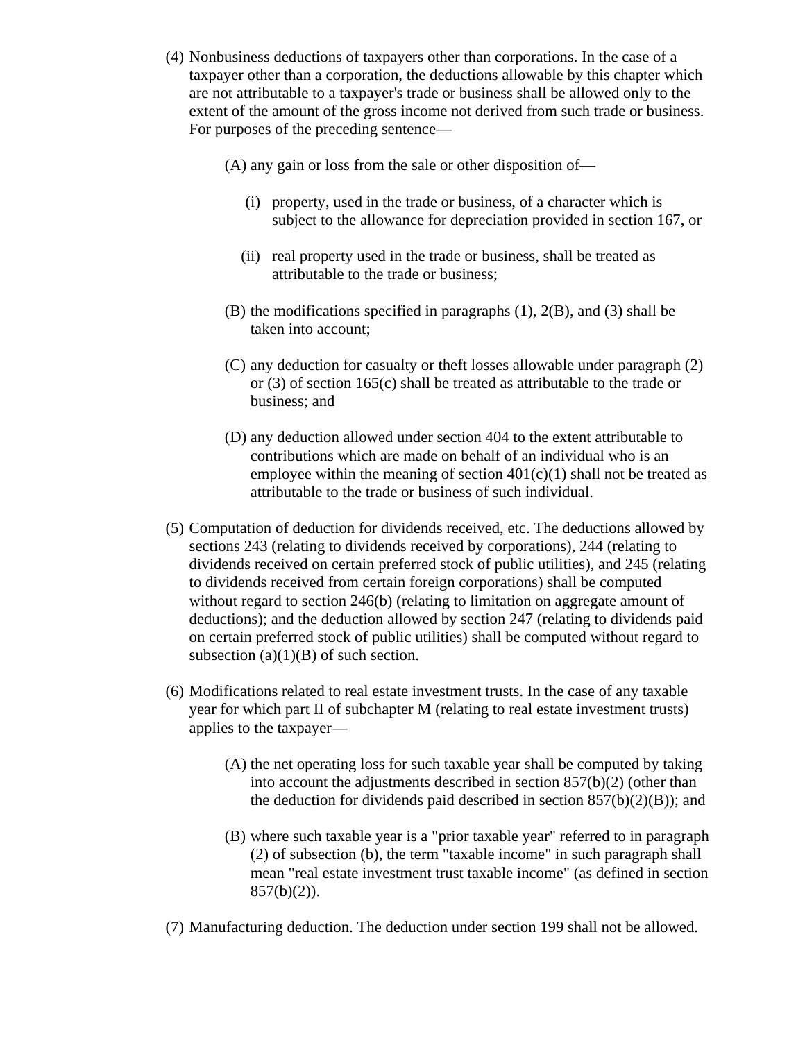(4) Nonbusiness deductions of taxpayers other than corporations. In the case of a taxpayer other than a corporation, the deductions allowable by this chapter which are not attributable to a taxpayer's trade or business shall be allowed only to the extent of the amount of the gross income not derived from such trade or business. For purposes of the preceding sentence—

  (A) any gain or loss from the sale or other disposition of—

    (i) property, used in the trade or business, of a character which is subject to the allowance for depreciation provided in section 167, or

    (ii) real property used in the trade or business, shall be treated as attributable to the trade or business;

  (B) the modifications specified in paragraphs (1), 2(B), and (3) shall be taken into account;

  (C) any deduction for casualty or theft losses allowable under paragraph (2) or (3) of section 165(c) shall be treated as attributable to the trade or business; and

  (D) any deduction allowed under section 404 to the extent attributable to contributions which are made on behalf of an individual who is an employee within the meaning of section 401(c)(1) shall not be treated as attributable to the trade or business of such individual.

(5) Computation of deduction for dividends received, etc. The deductions allowed by sections 243 (relating to dividends received by corporations), 244 (relating to dividends received on certain preferred stock of public utilities), and 245 (relating to dividends received from certain foreign corporations) shall be computed without regard to section 246(b) (relating to limitation on aggregate amount of deductions); and the deduction allowed by section 247 (relating to dividends paid on certain preferred stock of public utilities) shall be computed without regard to subsection (a)(1)(B) of such section.

(6) Modifications related to real estate investment trusts. In the case of any taxable year for which part II of subchapter M (relating to real estate investment trusts) applies to the taxpayer—

  (A) the net operating loss for such taxable year shall be computed by taking into account the adjustments described in section 857(b)(2) (other than the deduction for dividends paid described in section 857(b)(2)(B)); and

  (B) where such taxable year is a "prior taxable year" referred to in paragraph (2) of subsection (b), the term "taxable income" in such paragraph shall mean "real estate investment trust taxable income" (as defined in section 857(b)(2)).

(7) Manufacturing deduction. The deduction under section 199 shall not be allowed.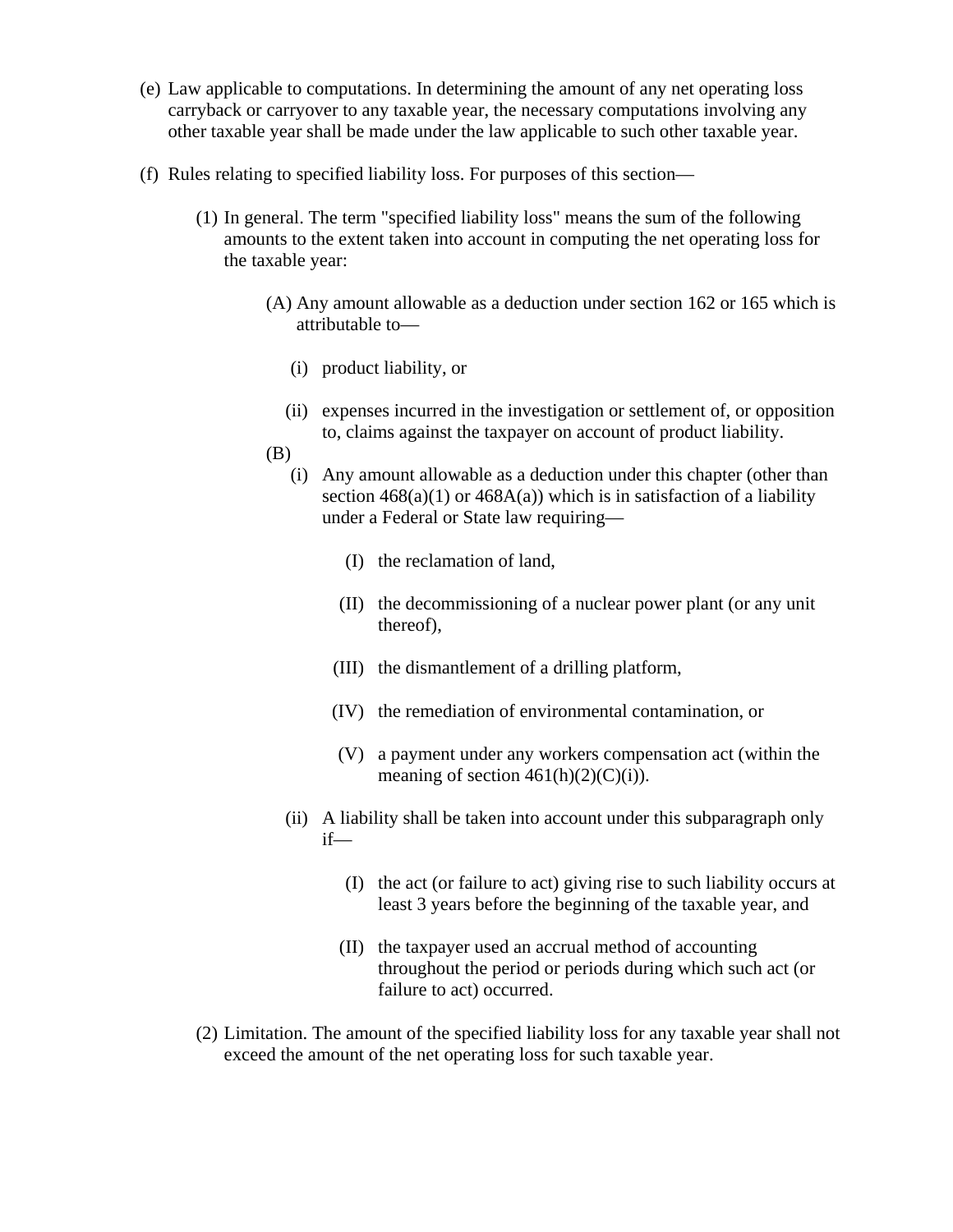(e) Law applicable to computations. In determining the amount of any net operating loss carryback or carryover to any taxable year, the necessary computations involving any other taxable year shall be made under the law applicable to such other taxable year.

(f) Rules relating to specified liability loss. For purposes of this section—

- (1) In general. The term "specified liability loss" means the sum of the following amounts to the extent taken into account in computing the net operating loss for the taxable year:
  - (A) Any amount allowable as a deduction under section 162 or 165 which is attributable to—
    - (i) product liability, or
    - (ii) expenses incurred in the investigation or settlement of, or opposition to, claims against the taxpayer on account of product liability.
  - (B)
    - (i) Any amount allowable as a deduction under this chapter (other than section 468(a)(1) or 468A(a)) which is in satisfaction of a liability under a Federal or State law requiring—
      - (I) the reclamation of land,
      - (II) the decommissioning of a nuclear power plant (or any unit thereof),
      - (III) the dismantlement of a drilling platform,
      - (IV) the remediation of environmental contamination, or
      - (V) a payment under any workers compensation act (within the meaning of section 461(h)(2)(C)(i)).
    - (ii) A liability shall be taken into account under this subparagraph only if—
      - (I) the act (or failure to act) giving rise to such liability occurs at least 3 years before the beginning of the taxable year, and
      - (II) the taxpayer used an accrual method of accounting throughout the period or periods during which such act (or failure to act) occurred.
- (2) Limitation. The amount of the specified liability loss for any taxable year shall not exceed the amount of the net operating loss for such taxable year.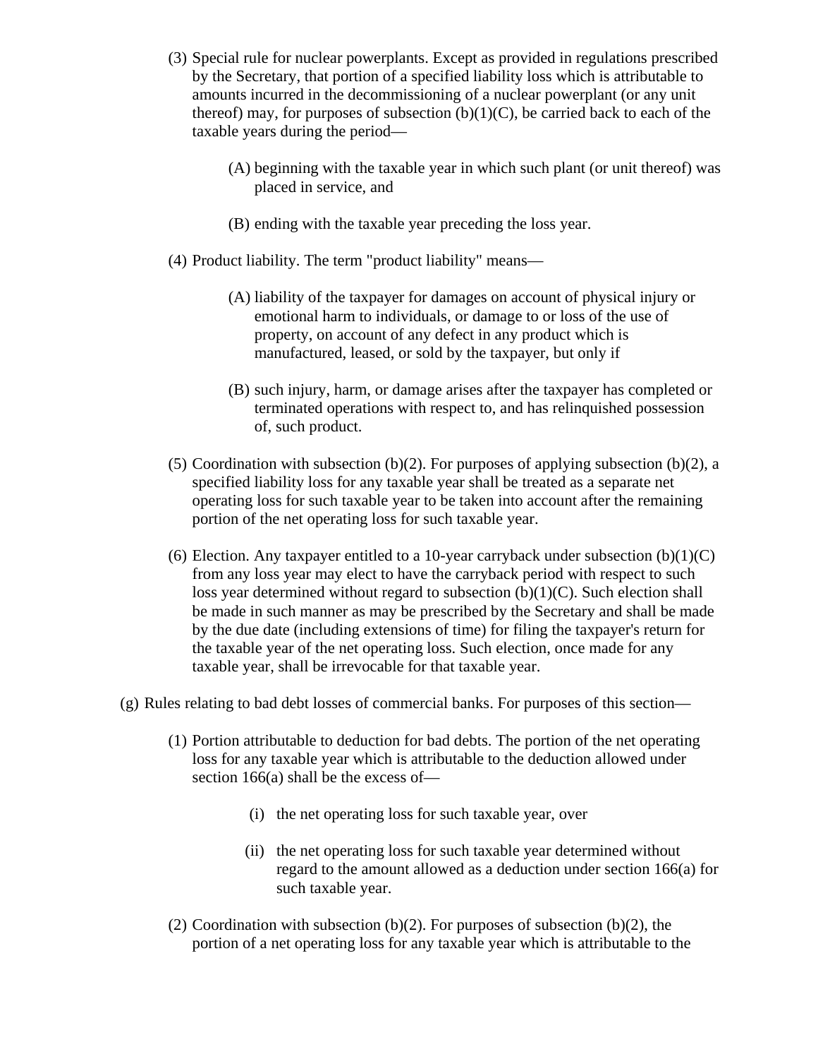(3) Special rule for nuclear powerplants. Except as provided in regulations prescribed by the Secretary, that portion of a specified liability loss which is attributable to amounts incurred in the decommissioning of a nuclear powerplant (or any unit thereof) may, for purposes of subsection (b)(1)(C), be carried back to each of the taxable years during the period—

(A) beginning with the taxable year in which such plant (or unit thereof) was placed in service, and

(B) ending with the taxable year preceding the loss year.

(4) Product liability. The term "product liability" means—

(A) liability of the taxpayer for damages on account of physical injury or emotional harm to individuals, or damage to or loss of the use of property, on account of any defect in any product which is manufactured, leased, or sold by the taxpayer, but only if

(B) such injury, harm, or damage arises after the taxpayer has completed or terminated operations with respect to, and has relinquished possession of, such product.

(5) Coordination with subsection (b)(2). For purposes of applying subsection (b)(2), a specified liability loss for any taxable year shall be treated as a separate net operating loss for such taxable year to be taken into account after the remaining portion of the net operating loss for such taxable year.

(6) Election. Any taxpayer entitled to a 10-year carryback under subsection (b)(1)(C) from any loss year may elect to have the carryback period with respect to such loss year determined without regard to subsection (b)(1)(C). Such election shall be made in such manner as may be prescribed by the Secretary and shall be made by the due date (including extensions of time) for filing the taxpayer's return for the taxable year of the net operating loss. Such election, once made for any taxable year, shall be irrevocable for that taxable year.

(g) Rules relating to bad debt losses of commercial banks. For purposes of this section—

(1) Portion attributable to deduction for bad debts. The portion of the net operating loss for any taxable year which is attributable to the deduction allowed under section 166(a) shall be the excess of—

(i) the net operating loss for such taxable year, over

(ii) the net operating loss for such taxable year determined without regard to the amount allowed as a deduction under section 166(a) for such taxable year.

(2) Coordination with subsection (b)(2). For purposes of subsection (b)(2), the portion of a net operating loss for any taxable year which is attributable to the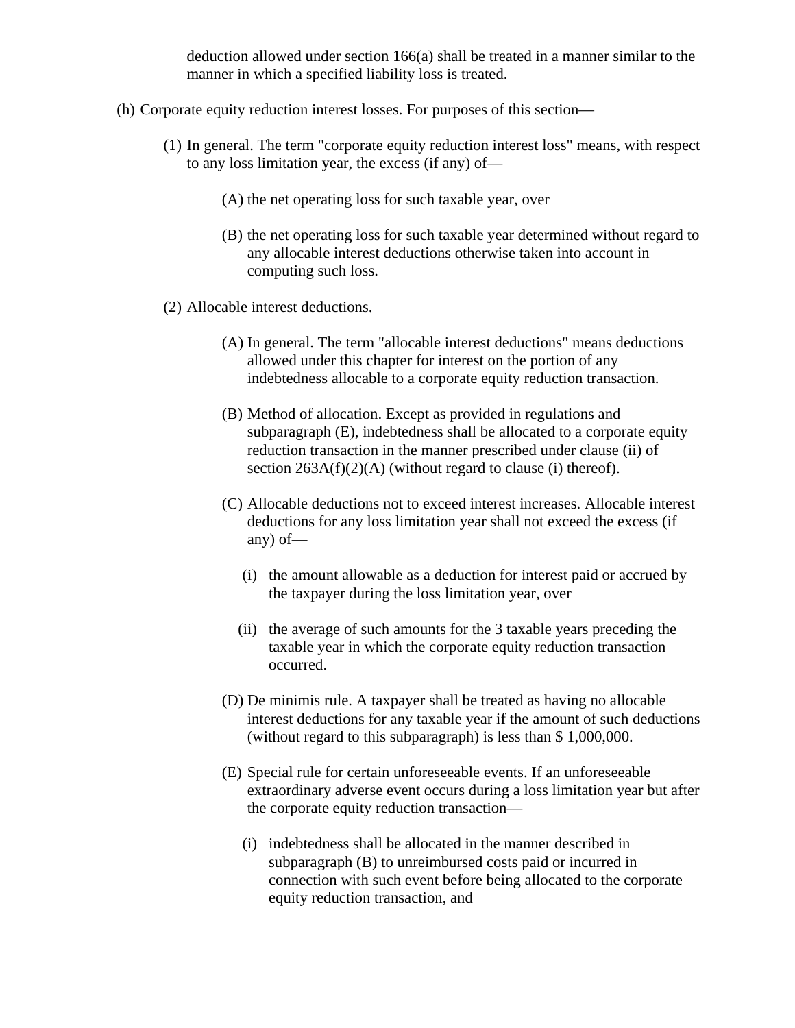deduction allowed under section 166(a) shall be treated in a manner similar to the manner in which a specified liability loss is treated.

(h) Corporate equity reduction interest losses. For purposes of this section—

(1) In general. The term "corporate equity reduction interest loss" means, with respect to any loss limitation year, the excess (if any) of—

(A) the net operating loss for such taxable year, over

(B) the net operating loss for such taxable year determined without regard to any allocable interest deductions otherwise taken into account in computing such loss.

(2) Allocable interest deductions.

(A) In general. The term "allocable interest deductions" means deductions allowed under this chapter for interest on the portion of any indebtedness allocable to a corporate equity reduction transaction.

(B) Method of allocation. Except as provided in regulations and subparagraph (E), indebtedness shall be allocated to a corporate equity reduction transaction in the manner prescribed under clause (ii) of section 263A(f)(2)(A) (without regard to clause (i) thereof).

(C) Allocable deductions not to exceed interest increases. Allocable interest deductions for any loss limitation year shall not exceed the excess (if any) of—

(i) the amount allowable as a deduction for interest paid or accrued by the taxpayer during the loss limitation year, over

(ii) the average of such amounts for the 3 taxable years preceding the taxable year in which the corporate equity reduction transaction occurred.

(D) De minimis rule. A taxpayer shall be treated as having no allocable interest deductions for any taxable year if the amount of such deductions (without regard to this subparagraph) is less than $ 1,000,000.

(E) Special rule for certain unforeseeable events. If an unforeseeable extraordinary adverse event occurs during a loss limitation year but after the corporate equity reduction transaction—

(i) indebtedness shall be allocated in the manner described in subparagraph (B) to unreimbursed costs paid or incurred in connection with such event before being allocated to the corporate equity reduction transaction, and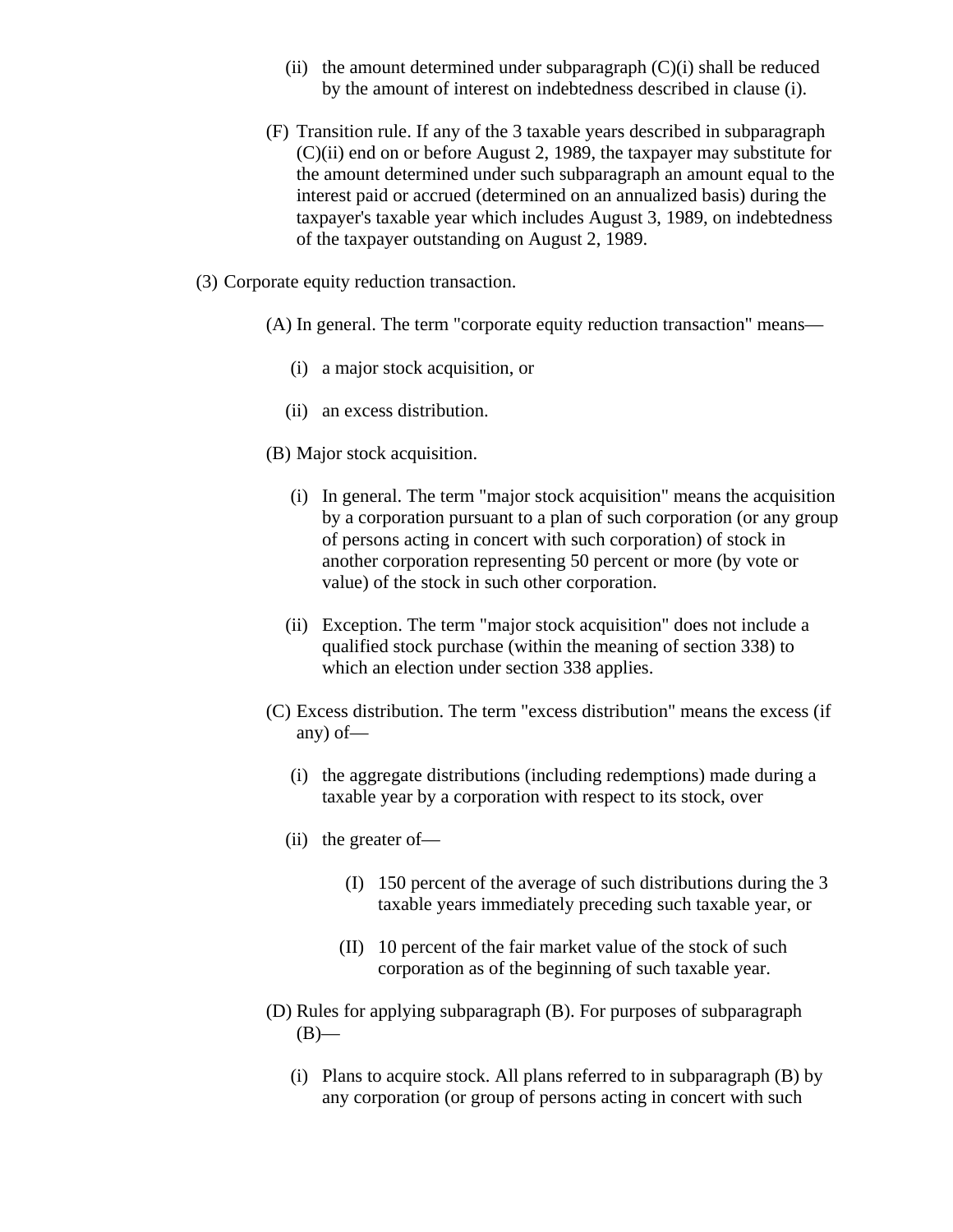(ii) the amount determined under subparagraph (C)(i) shall be reduced by the amount of interest on indebtedness described in clause (i).

(F) Transition rule. If any of the 3 taxable years described in subparagraph (C)(ii) end on or before August 2, 1989, the taxpayer may substitute for the amount determined under such subparagraph an amount equal to the interest paid or accrued (determined on an annualized basis) during the taxpayer's taxable year which includes August 3, 1989, on indebtedness of the taxpayer outstanding on August 2, 1989.

(3) Corporate equity reduction transaction.

(A) In general. The term "corporate equity reduction transaction" means—

(i) a major stock acquisition, or

(ii) an excess distribution.

(B) Major stock acquisition.

(i) In general. The term "major stock acquisition" means the acquisition by a corporation pursuant to a plan of such corporation (or any group of persons acting in concert with such corporation) of stock in another corporation representing 50 percent or more (by vote or value) of the stock in such other corporation.

(ii) Exception. The term "major stock acquisition" does not include a qualified stock purchase (within the meaning of section 338) to which an election under section 338 applies.

(C) Excess distribution. The term "excess distribution" means the excess (if any) of—

(i) the aggregate distributions (including redemptions) made during a taxable year by a corporation with respect to its stock, over

(ii) the greater of—

(I) 150 percent of the average of such distributions during the 3 taxable years immediately preceding such taxable year, or

(II) 10 percent of the fair market value of the stock of such corporation as of the beginning of such taxable year.

(D) Rules for applying subparagraph (B). For purposes of subparagraph (B)—

(i) Plans to acquire stock. All plans referred to in subparagraph (B) by any corporation (or group of persons acting in concert with such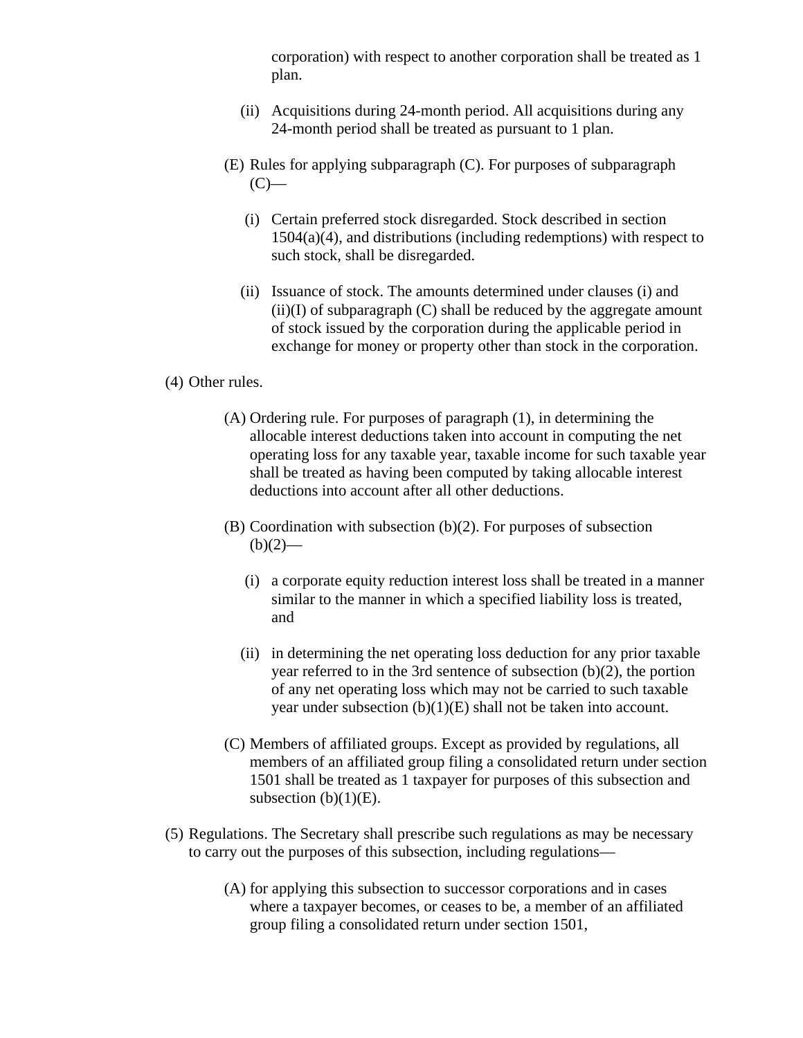corporation) with respect to another corporation shall be treated as 1 plan.

(ii) Acquisitions during 24-month period. All acquisitions during any 24-month period shall be treated as pursuant to 1 plan.

(E) Rules for applying subparagraph (C). For purposes of subparagraph (C)—

(i) Certain preferred stock disregarded. Stock described in section 1504(a)(4), and distributions (including redemptions) with respect to such stock, shall be disregarded.

(ii) Issuance of stock. The amounts determined under clauses (i) and (ii)(I) of subparagraph (C) shall be reduced by the aggregate amount of stock issued by the corporation during the applicable period in exchange for money or property other than stock in the corporation.

(4) Other rules.

(A) Ordering rule. For purposes of paragraph (1), in determining the allocable interest deductions taken into account in computing the net operating loss for any taxable year, taxable income for such taxable year shall be treated as having been computed by taking allocable interest deductions into account after all other deductions.

(B) Coordination with subsection (b)(2). For purposes of subsection (b)(2)—

(i) a corporate equity reduction interest loss shall be treated in a manner similar to the manner in which a specified liability loss is treated, and

(ii) in determining the net operating loss deduction for any prior taxable year referred to in the 3rd sentence of subsection (b)(2), the portion of any net operating loss which may not be carried to such taxable year under subsection (b)(1)(E) shall not be taken into account.

(C) Members of affiliated groups. Except as provided by regulations, all members of an affiliated group filing a consolidated return under section 1501 shall be treated as 1 taxpayer for purposes of this subsection and subsection (b)(1)(E).

(5) Regulations. The Secretary shall prescribe such regulations as may be necessary to carry out the purposes of this subsection, including regulations—

(A) for applying this subsection to successor corporations and in cases where a taxpayer becomes, or ceases to be, a member of an affiliated group filing a consolidated return under section 1501,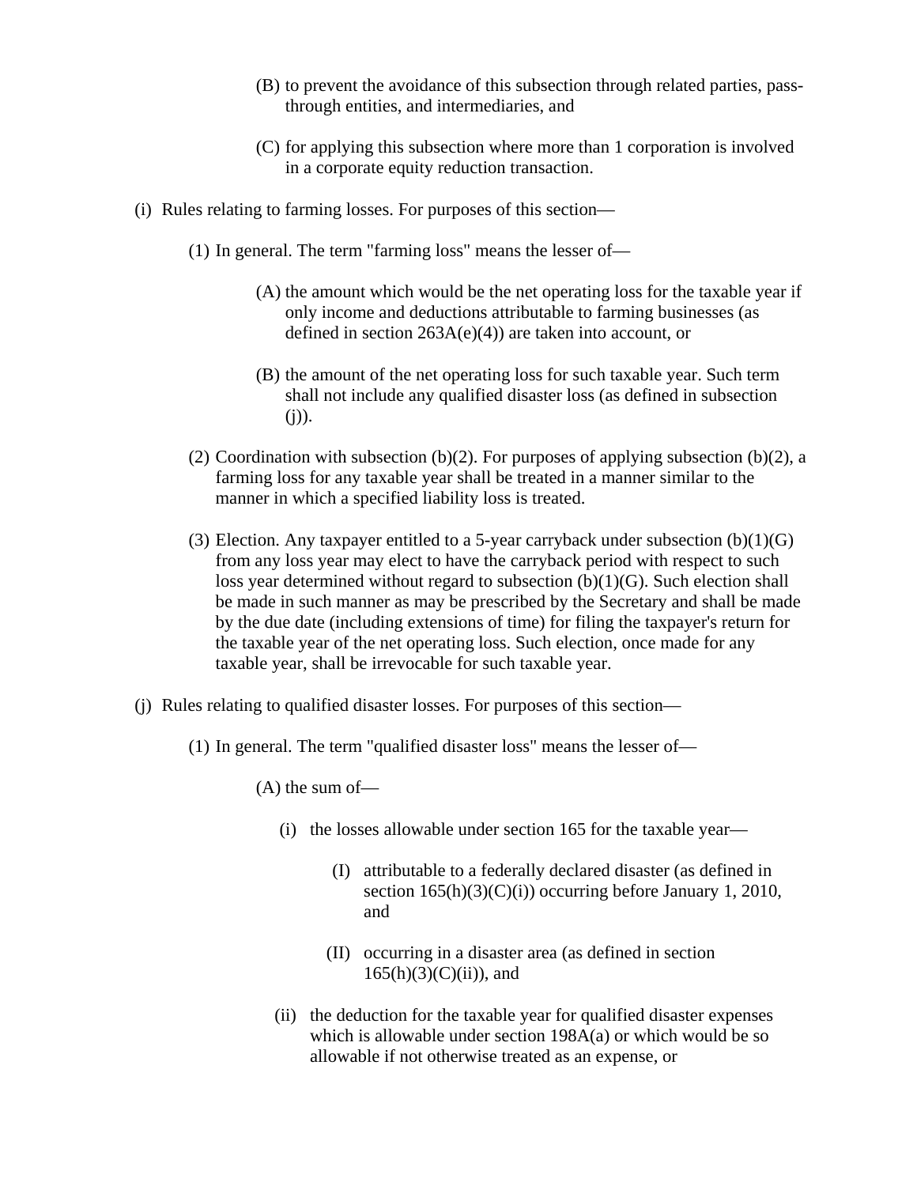- (B) to prevent the avoidance of this subsection through related parties, pass-through entities, and intermediaries, and

- (C) for applying this subsection where more than 1 corporation is involved in a corporate equity reduction transaction.

(i) Rules relating to farming losses. For purposes of this section—

- (1) In general. The term "farming loss" means the lesser of—

  - (A) the amount which would be the net operating loss for the taxable year if only income and deductions attributable to farming businesses (as defined in section 263A(e)(4)) are taken into account, or

  - (B) the amount of the net operating loss for such taxable year. Such term shall not include any qualified disaster loss (as defined in subsection (j)).

- (2) Coordination with subsection (b)(2). For purposes of applying subsection (b)(2), a farming loss for any taxable year shall be treated in a manner similar to the manner in which a specified liability loss is treated.

- (3) Election. Any taxpayer entitled to a 5-year carryback under subsection (b)(1)(G) from any loss year may elect to have the carryback period with respect to such loss year determined without regard to subsection (b)(1)(G). Such election shall be made in such manner as may be prescribed by the Secretary and shall be made by the due date (including extensions of time) for filing the taxpayer's return for the taxable year of the net operating loss. Such election, once made for any taxable year, shall be irrevocable for such taxable year.

(j) Rules relating to qualified disaster losses. For purposes of this section—

- (1) In general. The term "qualified disaster loss" means the lesser of—

  - (A) the sum of—

    - (i) the losses allowable under section 165 for the taxable year—

      - (I) attributable to a federally declared disaster (as defined in section 165(h)(3)(C)(i)) occurring before January 1, 2010, and

      - (II) occurring in a disaster area (as defined in section 165(h)(3)(C)(ii)), and

    - (ii) the deduction for the taxable year for qualified disaster expenses which is allowable under section 198A(a) or which would be so allowable if not otherwise treated as an expense, or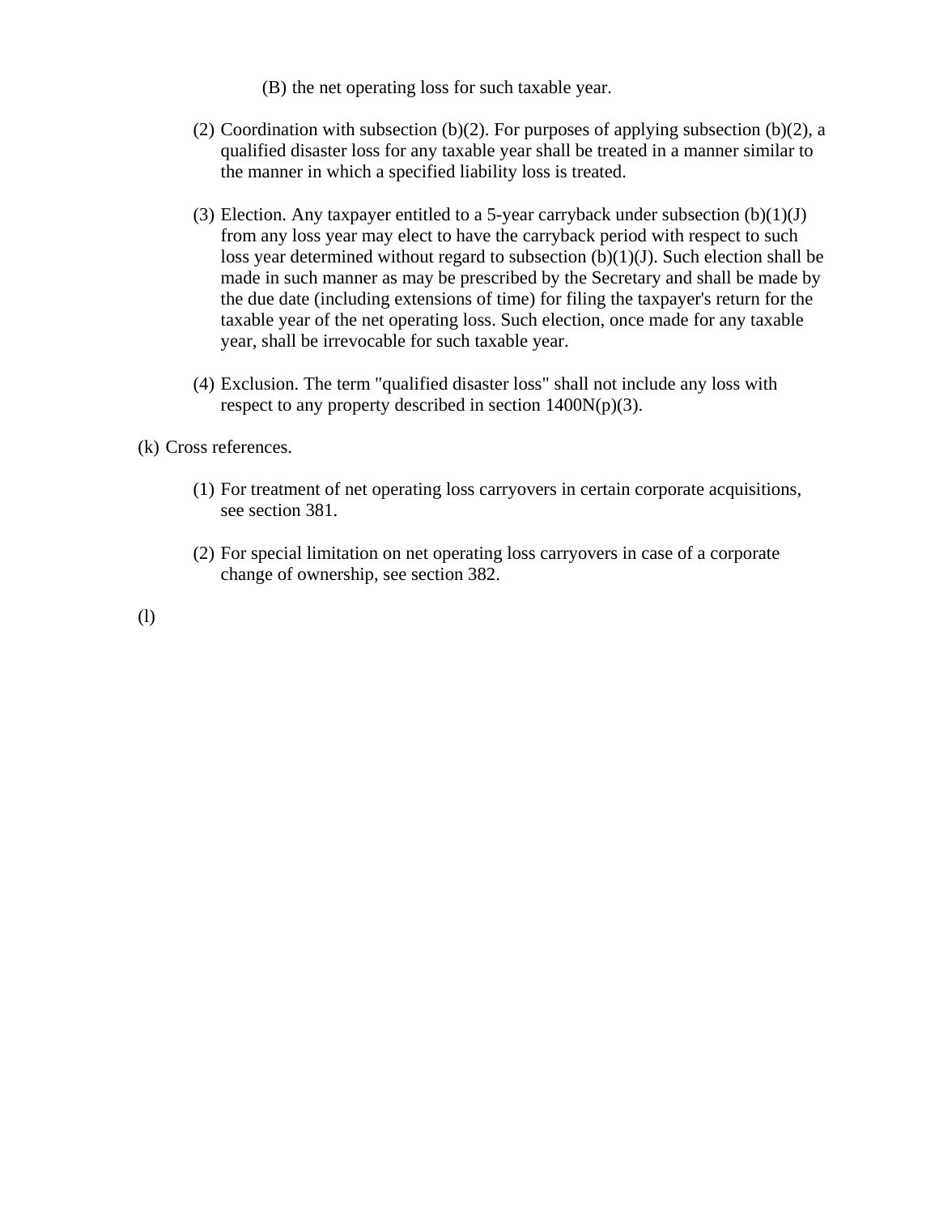(B) the net operating loss for such taxable year.

(2) Coordination with subsection (b)(2). For purposes of applying subsection (b)(2), a qualified disaster loss for any taxable year shall be treated in a manner similar to the manner in which a specified liability loss is treated.

(3) Election. Any taxpayer entitled to a 5-year carryback under subsection (b)(1)(J) from any loss year may elect to have the carryback period with respect to such loss year determined without regard to subsection (b)(1)(J). Such election shall be made in such manner as may be prescribed by the Secretary and shall be made by the due date (including extensions of time) for filing the taxpayer's return for the taxable year of the net operating loss. Such election, once made for any taxable year, shall be irrevocable for such taxable year.

(4) Exclusion. The term "qualified disaster loss" shall not include any loss with respect to any property described in section 1400N(p)(3).

(k) Cross references.

(1) For treatment of net operating loss carryovers in certain corporate acquisitions, see section 381.

(2) For special limitation on net operating loss carryovers in case of a corporate change of ownership, see section 382.

(l)